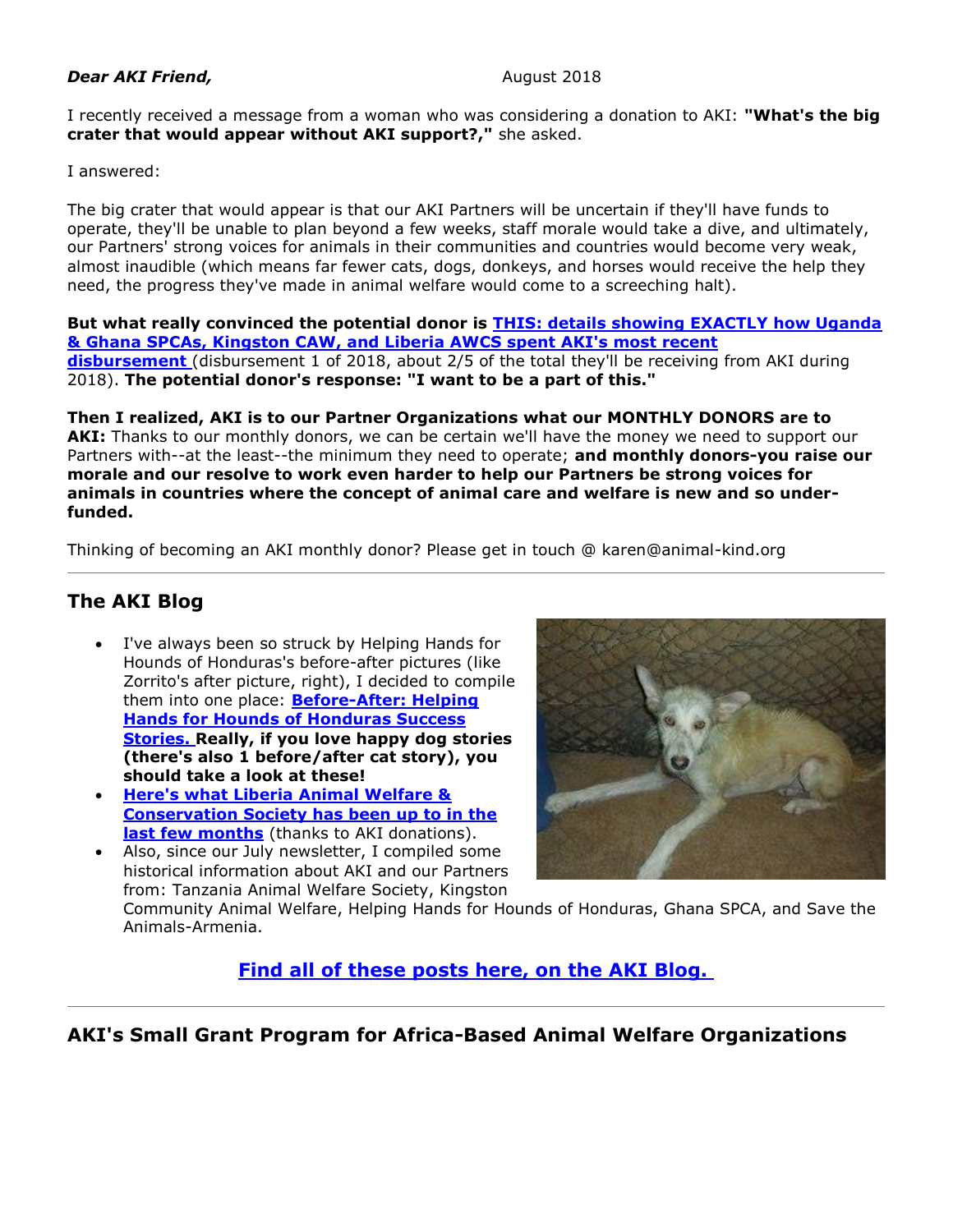***Dear AKI Friend,*** August 2018

I recently received a message from a woman who was considering a donation to AKI: **"What's the big crater that would appear without AKI support?,"** she asked.

I answered:

The big crater that would appear is that our AKI Partners will be uncertain if they'll have funds to operate, they'll be unable to plan beyond a few weeks, staff morale would take a dive, and ultimately, our Partners' strong voices for animals in their communities and countries would become very weak, almost inaudible (which means far fewer cats, dogs, donkeys, and horses would receive the help they need, the progress they've made in animal welfare would come to a screeching halt).

**But what really convinced the potential donor is THIS: details showing EXACTLY how Uganda & Ghana SPCAs, Kingston CAW, and Liberia AWCS spent AKI's most recent disbursement** (disbursement 1 of 2018, about 2/5 of the total they'll be receiving from AKI during 2018). **The potential donor's response: "I want to be a part of this."**

**Then I realized, AKI is to our Partner Organizations what our MONTHLY DONORS are to AKI:** Thanks to our monthly donors, we can be certain we'll have the money we need to support our Partners with--at the least--the minimum they need to operate; **and monthly donors-you raise our morale and our resolve to work even harder to help our Partners be strong voices for animals in countries where the concept of animal care and welfare is new and so under-funded.**

Thinking of becoming an AKI monthly donor? Please get in touch @ karen@animal-kind.org

---

## The AKI Blog

- I've always been so struck by Helping Hands for Hounds of Honduras's before-after pictures (like Zorrito's after picture, right), I decided to compile them into one place: **Before-After: Helping Hands for Hounds of Honduras Success Stories. Really, if you love happy dog stories (there's also 1 before/after cat story), you should take a look at these!**
- **Here's what Liberia Animal Welfare & Conservation Society has been up to in the last few months** (thanks to AKI donations).
- Also, since our July newsletter, I compiled some historical information about AKI and our Partners from: Tanzania Animal Welfare Society, Kingston Community Animal Welfare, Helping Hands for Hounds of Honduras, Ghana SPCA, and Save the Animals-Armenia.

**Find all of these posts here, on the AKI Blog.**

---

## AKI's Small Grant Program for Africa-Based Animal Welfare Organizations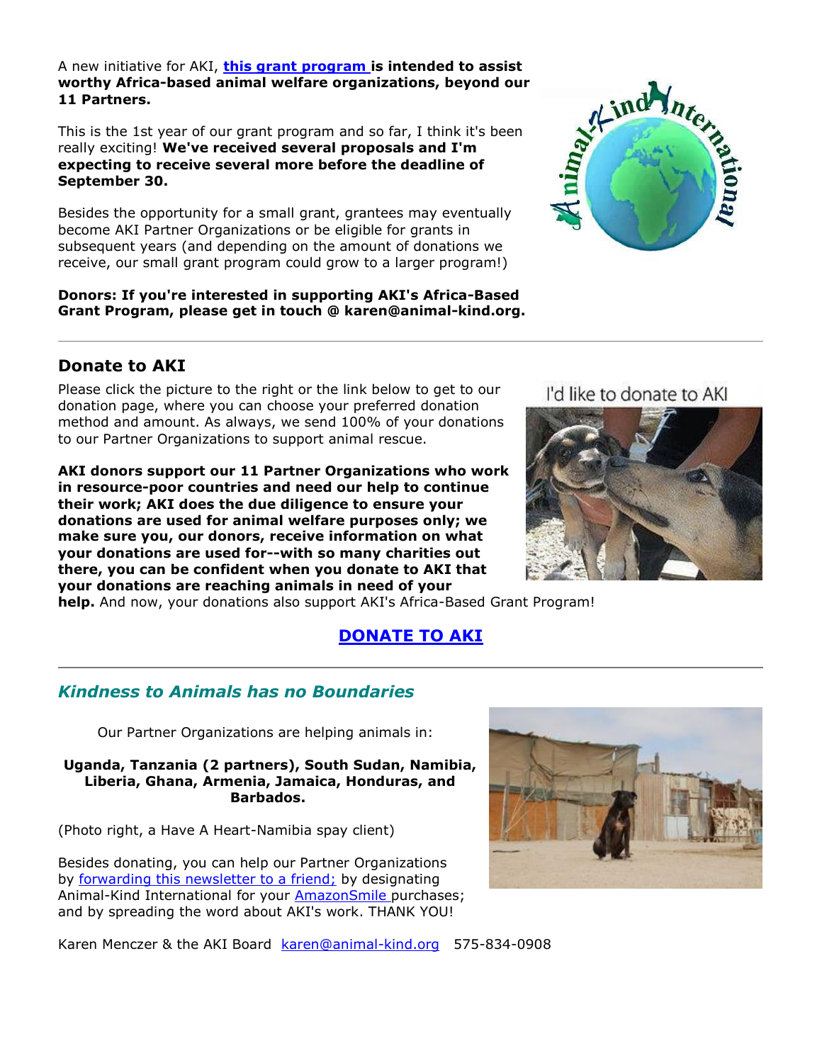A new initiative for AKI, **[this grant program](#) is intended to assist worthy Africa-based animal welfare organizations, beyond our 11 Partners.**

This is the 1st year of our grant program and so far, I think it's been really exciting! **We've received several proposals and I'm expecting to receive several more before the deadline of September 30.**

Besides the opportunity for a small grant, grantees may eventually become AKI Partner Organizations or be eligible for grants in subsequent years (and depending on the amount of donations we receive, our small grant program could grow to a larger program!)

**Donors: If you're interested in supporting AKI's Africa-Based Grant Program, please get in touch @ karen@animal-kind.org.**

---

## Donate to AKI

Please click the picture to the right or the link below to get to our donation page, where you can choose your preferred donation method and amount. As always, we send 100% of your donations to our Partner Organizations to support animal rescue.

I'd like to donate to AKI

**AKI donors support our 11 Partner Organizations who work in resource-poor countries and need our help to continue their work; AKI does the due diligence to ensure your donations are used for animal welfare purposes only; we make sure you, our donors, receive information on what your donations are used for--with so many charities out there, you can be confident when you donate to AKI that your donations are reaching animals in need of your help.** And now, your donations also support AKI's Africa-Based Grant Program!

**[DONATE TO AKI](#)**

---

## *Kindness to Animals has no Boundaries*

Our Partner Organizations are helping animals in:

**Uganda, Tanzania (2 partners), South Sudan, Namibia, Liberia, Ghana, Armenia, Jamaica, Honduras, and Barbados.**

(Photo right, a Have A Heart-Namibia spay client)

Besides donating, you can help our Partner Organizations by [forwarding this newsletter to a friend;](#) by designating Animal-Kind International for your [AmazonSmile](#) purchases; and by spreading the word about AKI's work. THANK YOU!

Karen Menczer & the AKI Board [karen@animal-kind.org](mailto:karen@animal-kind.org) 575-834-0908